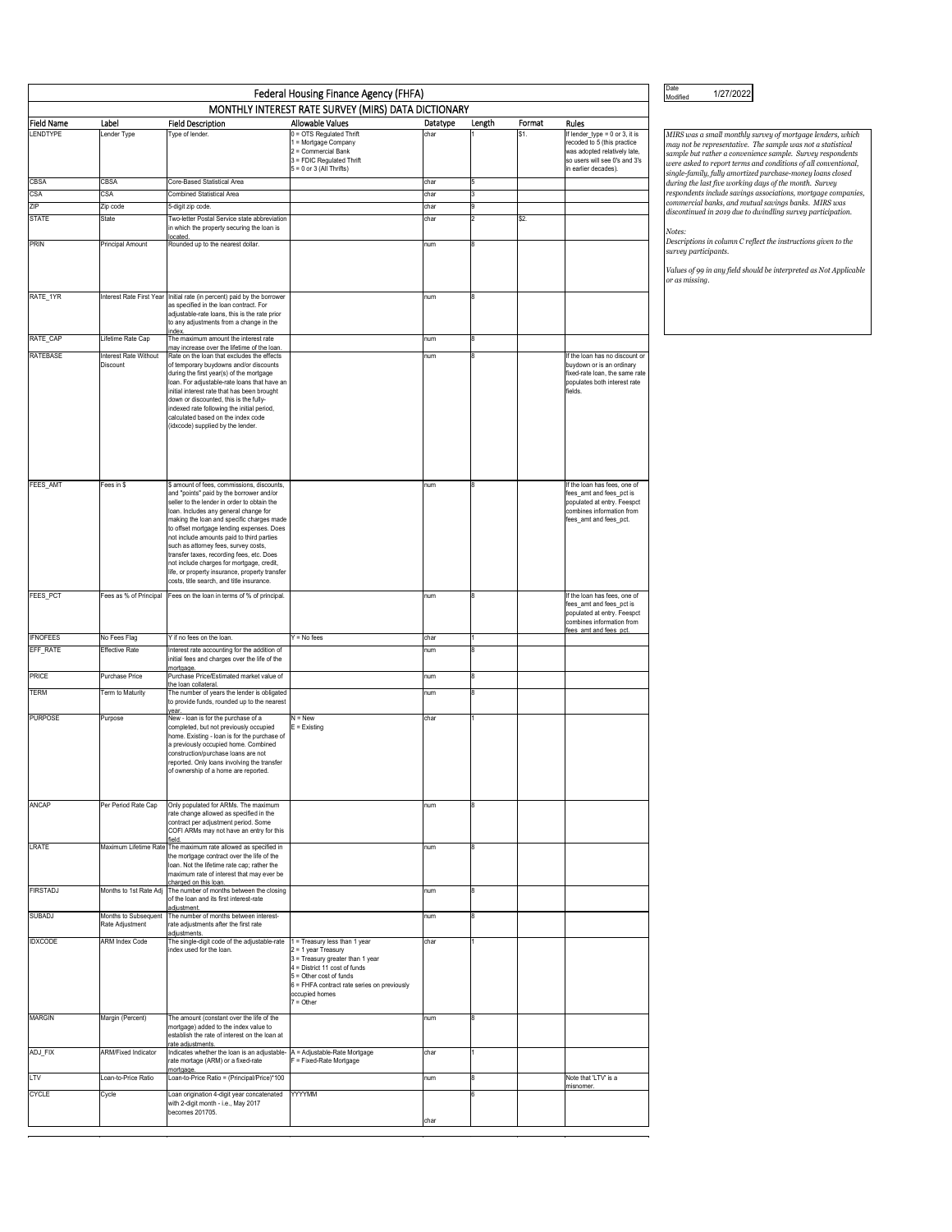Date Modified 1/27/2022

# Federal Housing Finance Agency (FHFA)

## MONTHLY INTEREST RATE SURVEY (MIRS) DATA DICTIONARY

| Field Name | Label | Field Description | Allowable Values | Datatype | Length | Format | Rules |
|---|---|---|---|---|---|---|---|
| LENDTYPE | Lender Type | Type of lender. | 0 = OTS Regulated Thrift<br>1 = Mortgage Company<br>2 = Commercial Bank<br>3 = FDIC Regulated Thrift<br>5 = 0 or 3 (All Thrifts) | char | 1 | $1. | If lender_type = 0 or 3, it is recoded to 5 (this practice was adopted relatively late, so users will see 0's and 3's in earlier decades). |
| CBSA | CBSA | Core-Based Statistical Area | | char | 5 | | |
| CSA | CSA | Combined Statistical Area | | char | 3 | | |
| ZIP | Zip code | 5-digit zip code. | | char | 9 | | |
| STATE | State | Two-letter Postal Service state abbreviation in which the property securing the loan is located. | | char | 2 | $2. | |
| PRIN | Principal Amount | Rounded up to the nearest dollar. | | num | 8 | | |
| RATE_1YR | Interest Rate First Year | Initial rate (in percent) paid by the borrower as specified in the loan contract. For adjustable-rate loans, this is the rate prior to any adjustments from a change in the index. | | num | 8 | | |
| RATE_CAP | Lifetime Rate Cap | The maximum amount the interest rate may increase over the lifetime of the loan. | | num | 8 | | |
| RATEBASE | Interest Rate Without Discount | Rate on the loan that excludes the effects of temporary buydowns and/or discounts during the first year(s) of the mortgage loan. For adjustable-rate loans that have an initial interest rate that has been brought down or discounted, this is the fully-indexed rate following the initial period, calculated based on the index code (idxcode) supplied by the lender. | | num | 8 | | If the loan has no discount or buydown or is an ordinary fixed-rate loan, the same rate populates both interest rate fields. |
| FEES_AMT | Fees in $ | $ amount of fees, commissions, discounts, and "points" paid by the borrower and/or seller to the lender in order to obtain the loan. Includes any general change for making the loan and specific charges made to offset mortgage lending expenses. Does not include amounts paid to third parties such as attorney fees, survey costs, transfer taxes, recording fees, etc. Does not include charges for mortgage, credit, life, or property insurance, property transfer costs, title search, and title insurance. | | num | 8 | | If the loan has fees, one of fees_amt and fees_pct is populated at entry. Feespct combines information from fees_amt and fees_pct. |
| FEES_PCT | Fees as % of Principal | Fees on the loan in terms of % of principal. | | num | 8 | | If the loan has fees, one of fees_amt and fees_pct is populated at entry. Feespct combines information from fees_amt and fees_pct. |
| IFNOFEES | No Fees Flag | Y if no fees on the loan. | Y = No fees | char | 1 | | |
| EFF_RATE | Effective Rate | Interest rate accounting for the addition of initial fees and charges over the life of the mortgage. | | num | 8 | | |
| PRICE | Purchase Price | Purchase Price/Estimated market value of the loan collateral. | | num | 8 | | |
| TERM | Term to Maturity | The number of years the lender is obligated to provide funds, rounded up to the nearest year. | | num | 8 | | |
| PURPOSE | Purpose | New - loan is for the purchase of a completed, but not previously occupied home. Existing - loan is for the purchase of a previously occupied home. Combined construction/purchase loans are not reported. Only loans involving the transfer of ownership of a home are reported. | N = New<br>E = Existing | char | 1 | | |
| ANCAP | Per Period Rate Cap | Only populated for ARMs. The maximum rate change allowed as specified in the contract per adjustment period. Some COFI ARMs may not have an entry for this field. | | num | 8 | | |
| LRATE | Maximum Lifetime Rate | The maximum rate allowed as specified in the mortgage contract over the life of the loan. Not the lifetime rate cap; rather the maximum rate of interest that may ever be charged on this loan. | | num | 8 | | |
| FIRSTADJ | Months to 1st Rate Adj | The number of months between the closing of the loan and its first interest-rate adjustment. | | num | 8 | | |
| SUBADJ | Months to Subsequent Rate Adjustment | The number of months between interest-rate adjustments after the first rate adjustments. | | num | 8 | | |
| IDXCODE | ARM Index Code | The single-digit code of the adjustable-rate index used for the loan. | 1 = Treasury less than 1 year<br>2 = 1 year Treasury<br>3 = Treasury greater than 1 year<br>4 = District 11 cost of funds<br>5 = Other cost of funds<br>6 = FHFA contract rate series on previously occupied homes<br>7 = Other | char | 1 | | |
| MARGIN | Margin (Percent) | The amount (constant over the life of the mortgage) added to the index value to establish the rate of interest on the loan at rate adjustments. | | num | 8 | | |
| ADJ_FIX | ARM/Fixed Indicator | Indicates whether the loan is an adjustable-rate mortage (ARM) or a fixed-rate mortgage. | A = Adjustable-Rate Mortgage<br>F = Fixed-Rate Mortgage | char | 1 | | |
| LTV | Loan-to-Price Ratio | Loan-to-Price Ratio = (Principal/Price)*100 | | num | 8 | | Note that 'LTV' is a misnomer. |
| CYCLE | Cycle | Loan origination 4-digit year concatenated with 2-digit month - i.e., May 2017 becomes 201705. | YYYYMM | char | 6 | | |

*MIRS was a small monthly survey of mortgage lenders, which may not be representative. The sample was not a statistical sample but rather a convenience sample. Survey respondents were asked to report terms and conditions of all conventional, single-family, fully amortized purchase-money loans closed during the last five working days of the month. Survey respondents include savings associations, mortgage companies, commercial banks, and mutual savings banks. MIRS was discontinued in 2019 due to dwindling survey participation.*

*Notes:*

*Descriptions in column C reflect the instructions given to the survey participants.*

*Values of 99 in any field should be interpreted as Not Applicable or as missing.*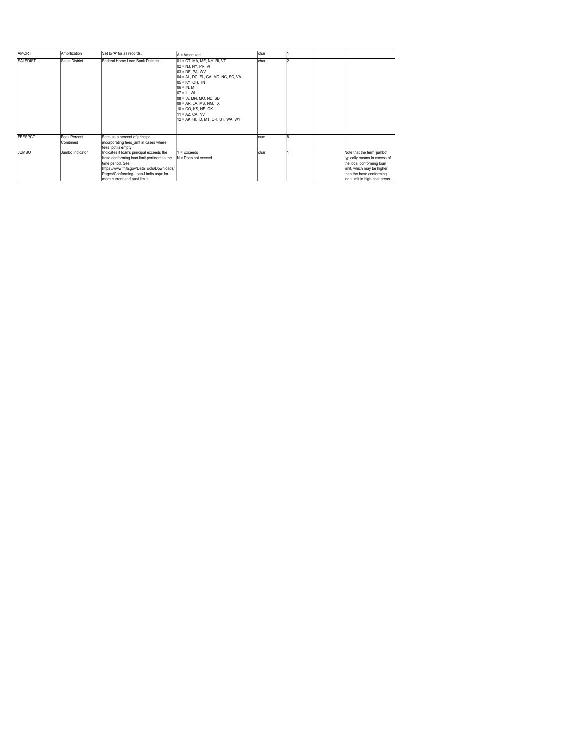| | | | | | | | |
|---|---|---|---|---|---|---|---|
| AMORT | Amortization | Set to 'A' for all records. | A = Amortized | char | 1 | | |
| SALEDIST | Sales District | Federal Home Loan Bank Districts. | 01 = CT, MA, ME, NH, RI, VT<br>02 = NJ, NY, PR, VI<br>03 = DE, PA, WV<br>04 = AL, DC, FL, GA, MD, NC, SC, VA<br>05 = KY, OH, TN<br>06 = IN, MI<br>07 = IL, WI<br>08 = IA, MN, MO, ND, SD<br>09 = AR, LA, MS, NM, TX<br>10 = CO, KS, NE, OK<br>11 = AZ, CA, NV<br>12 = AK, HI, ID, MT, OR, UT, WA, WY | char | 2 | | |
| FEESPCT | Fees Percent Combined | Fees as a percent of principal, incorporating fees_amt in cases where fees_pct is empty. | | num | 8 | | |
| JUMBO | Jumbo Indicator | Indicates if loan's principal exceeds the base conforming loan limit pertinent to the time period. See https://www.fhfa.gov/DataTools/Downloads/Pages/Conforming-Loan-Limits.aspx for more current and past limits. | Y = Exceeds<br>N = Does not exceed | char | 1 | | Note that the term 'jumbo' typically means in excess of the local conforming loan limit, which may be higher than the base conforming loan limit in high-cost areas. |